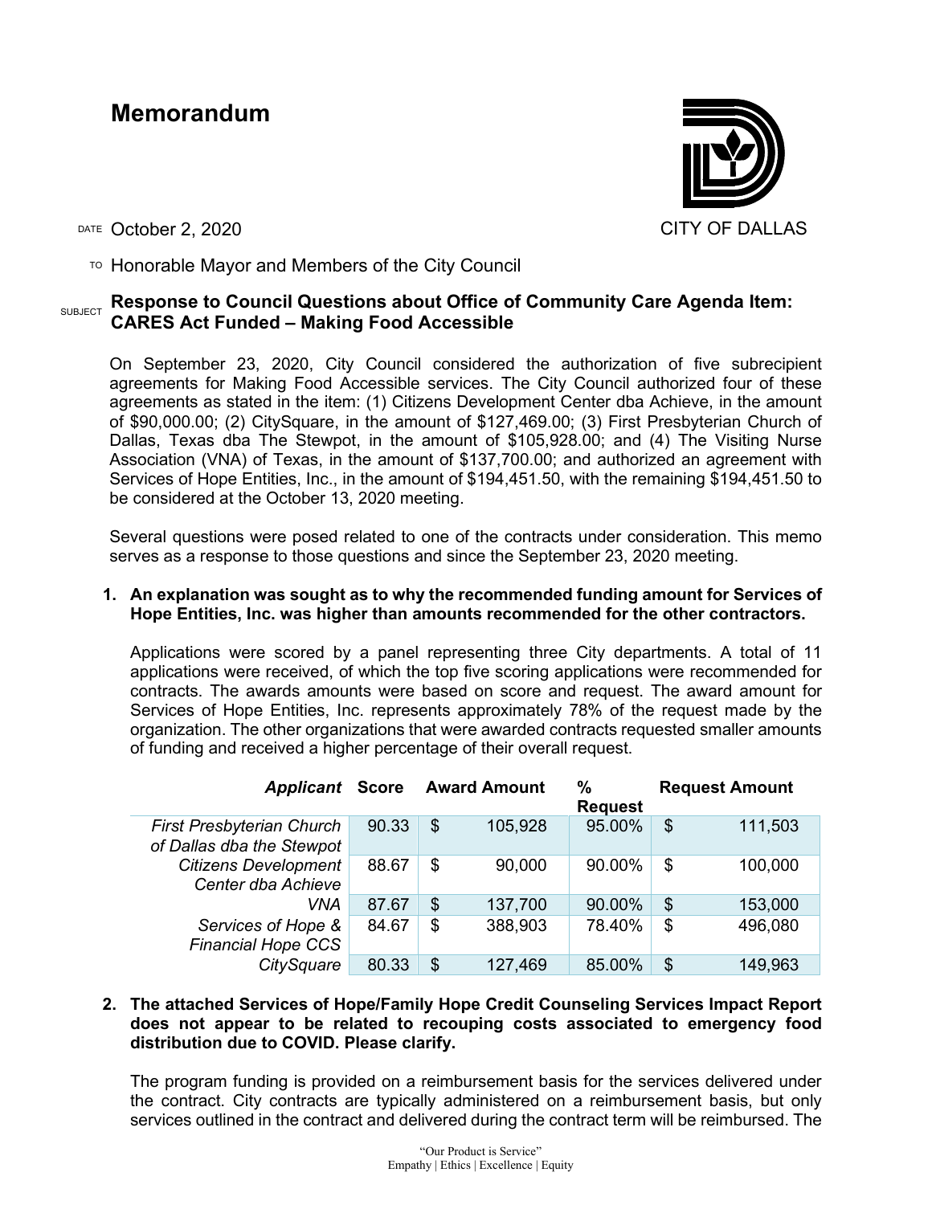# Memorandum

CITY OF DALLAS

DATE October 2, 2020

TO Honorable Mayor and Members of the City Council

SUBJECT **Response to Council Questions about Office of Community Care Agenda Item: CARES Act Funded – Making Food Accessible**

On September 23, 2020, City Council considered the authorization of five subrecipient agreements for Making Food Accessible services. The City Council authorized four of these agreements as stated in the item: (1) Citizens Development Center dba Achieve, in the amount of $90,000.00; (2) CitySquare, in the amount of $127,469.00; (3) First Presbyterian Church of Dallas, Texas dba The Stewpot, in the amount of $105,928.00; and (4) The Visiting Nurse Association (VNA) of Texas, in the amount of $137,700.00; and authorized an agreement with Services of Hope Entities, Inc., in the amount of $194,451.50, with the remaining $194,451.50 to be considered at the October 13, 2020 meeting.

Several questions were posed related to one of the contracts under consideration. This memo serves as a response to those questions and since the September 23, 2020 meeting.

1. **An explanation was sought as to why the recommended funding amount for Services of Hope Entities, Inc. was higher than amounts recommended for the other contractors.**

   Applications were scored by a panel representing three City departments. A total of 11 applications were received, of which the top five scoring applications were recommended for contracts. The awards amounts were based on score and request. The award amount for Services of Hope Entities, Inc. represents approximately 78% of the request made by the organization. The other organizations that were awarded contracts requested smaller amounts of funding and received a higher percentage of their overall request.

| ***Applicant*** | **Score** | **Award Amount** | **% Request** | **Request Amount** |
|---|---|---|---|---|
| *First Presbyterian Church of Dallas dba the Stewpot* | 90.33 | $ 105,928 | 95.00% | $ 111,503 |
| *Citizens Development Center dba Achieve* | 88.67 | $ 90,000 | 90.00% | $ 100,000 |
| *VNA* | 87.67 | $ 137,700 | 90.00% | $ 153,000 |
| *Services of Hope & Financial Hope CCS* | 84.67 | $ 388,903 | 78.40% | $ 496,080 |
| *CitySquare* | 80.33 | $ 127,469 | 85.00% | $ 149,963 |

2. **The attached Services of Hope/Family Hope Credit Counseling Services Impact Report does not appear to be related to recouping costs associated to emergency food distribution due to COVID. Please clarify.**

   The program funding is provided on a reimbursement basis for the services delivered under the contract. City contracts are typically administered on a reimbursement basis, but only services outlined in the contract and delivered during the contract term will be reimbursed. The

"Our Product is Service"
Empathy | Ethics | Excellence | Equity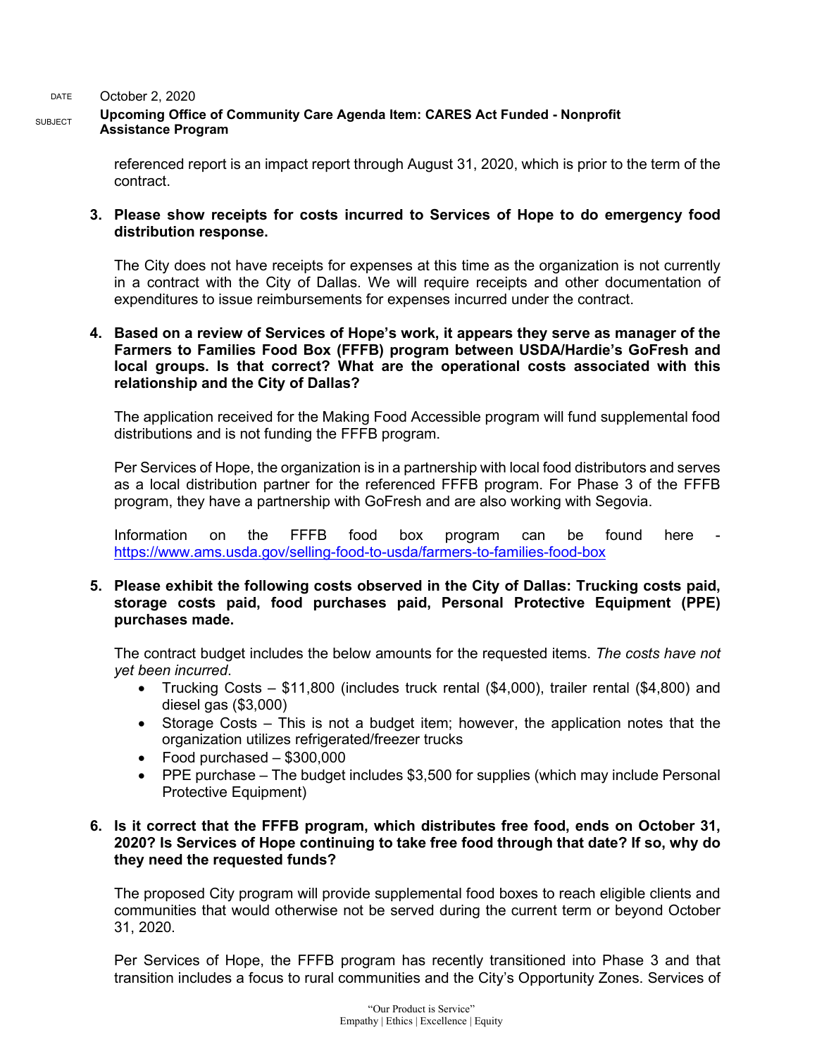referenced report is an impact report through August 31, 2020, which is prior to the term of the contract.

3. **Please show receipts for costs incurred to Services of Hope to do emergency food distribution response.**

   The City does not have receipts for expenses at this time as the organization is not currently in a contract with the City of Dallas. We will require receipts and other documentation of expenditures to issue reimbursements for expenses incurred under the contract.

4. **Based on a review of Services of Hope's work, it appears they serve as manager of the Farmers to Families Food Box (FFFB) program between USDA/Hardie's GoFresh and local groups. Is that correct? What are the operational costs associated with this relationship and the City of Dallas?**

   The application received for the Making Food Accessible program will fund supplemental food distributions and is not funding the FFFB program.

   Per Services of Hope, the organization is in a partnership with local food distributors and serves as a local distribution partner for the referenced FFFB program. For Phase 3 of the FFFB program, they have a partnership with GoFresh and are also working with Segovia.

   Information on the FFFB food box program can be found here - https://www.ams.usda.gov/selling-food-to-usda/farmers-to-families-food-box

5. **Please exhibit the following costs observed in the City of Dallas: Trucking costs paid, storage costs paid, food purchases paid, Personal Protective Equipment (PPE) purchases made.**

   The contract budget includes the below amounts for the requested items. *The costs have not yet been incurred*.
   - Trucking Costs – $11,800 (includes truck rental ($4,000), trailer rental ($4,800) and diesel gas ($3,000)
   - Storage Costs – This is not a budget item; however, the application notes that the organization utilizes refrigerated/freezer trucks
   - Food purchased – $300,000
   - PPE purchase – The budget includes $3,500 for supplies (which may include Personal Protective Equipment)

6. **Is it correct that the FFFB program, which distributes free food, ends on October 31, 2020? Is Services of Hope continuing to take free food through that date? If so, why do they need the requested funds?**

   The proposed City program will provide supplemental food boxes to reach eligible clients and communities that would otherwise not be served during the current term or beyond October 31, 2020.

   Per Services of Hope, the FFFB program has recently transitioned into Phase 3 and that transition includes a focus to rural communities and the City's Opportunity Zones. Services of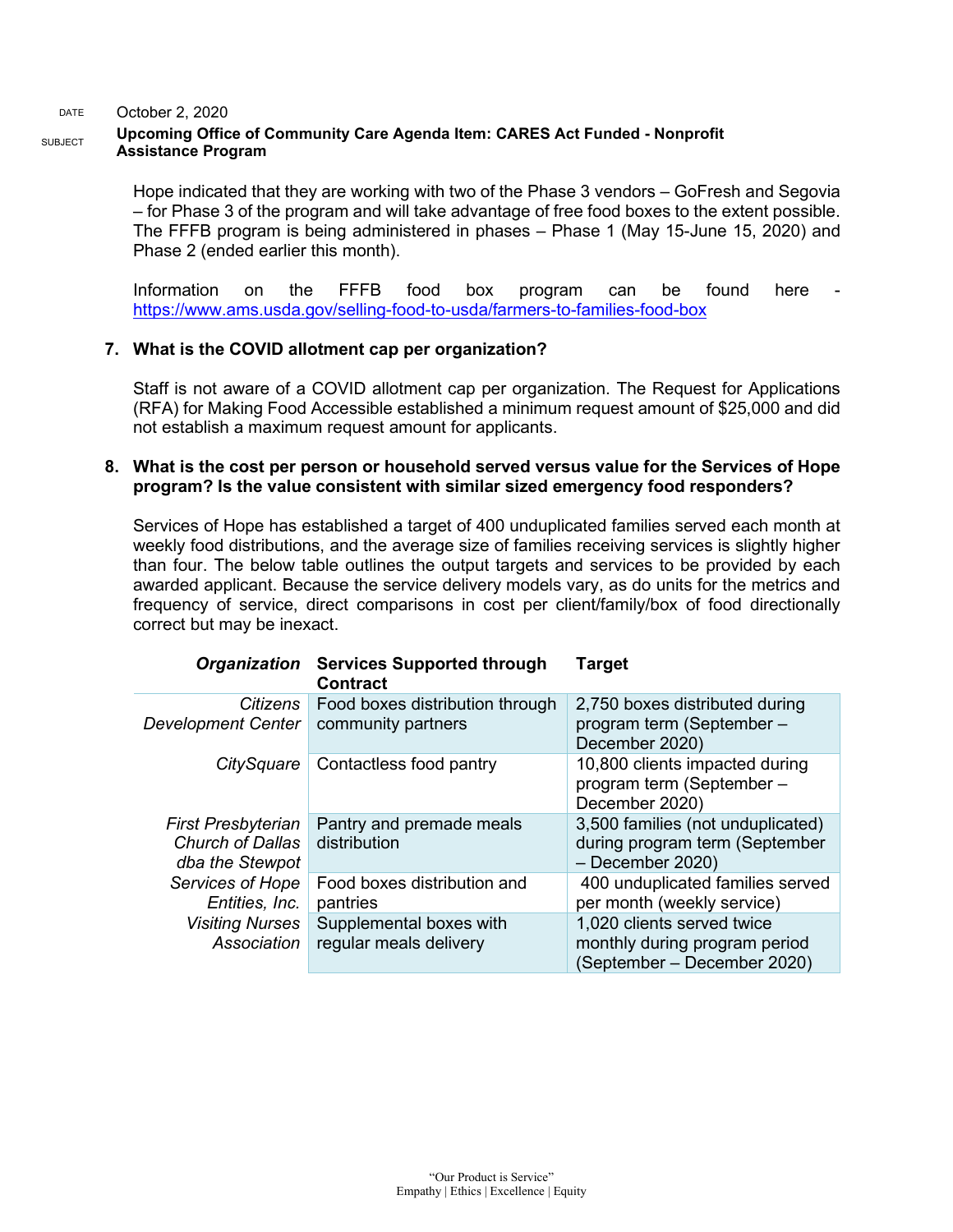DATE October 2, 2020

SUBJECT **Upcoming Office of Community Care Agenda Item: CARES Act Funded - Nonprofit Assistance Program**

Hope indicated that they are working with two of the Phase 3 vendors – GoFresh and Segovia – for Phase 3 of the program and will take advantage of free food boxes to the extent possible. The FFFB program is being administered in phases – Phase 1 (May 15-June 15, 2020) and Phase 2 (ended earlier this month).

Information on the FFFB food box program can be found here - https://www.ams.usda.gov/selling-food-to-usda/farmers-to-families-food-box

**7. What is the COVID allotment cap per organization?**

Staff is not aware of a COVID allotment cap per organization. The Request for Applications (RFA) for Making Food Accessible established a minimum request amount of $25,000 and did not establish a maximum request amount for applicants.

**8. What is the cost per person or household served versus value for the Services of Hope program? Is the value consistent with similar sized emergency food responders?**

Services of Hope has established a target of 400 unduplicated families served each month at weekly food distributions, and the average size of families receiving services is slightly higher than four. The below table outlines the output targets and services to be provided by each awarded applicant. Because the service delivery models vary, as do units for the metrics and frequency of service, direct comparisons in cost per client/family/box of food directionally correct but may be inexact.

| *Organization* | Services Supported through Contract | Target |
|---|---|---|
| *Citizens Development Center* | Food boxes distribution through community partners | 2,750 boxes distributed during program term (September – December 2020) |
| *CitySquare* | Contactless food pantry | 10,800 clients impacted during program term (September – December 2020) |
| *First Presbyterian Church of Dallas dba the Stewpot* | Pantry and premade meals distribution | 3,500 families (not unduplicated) during program term (September – December 2020) |
| *Services of Hope Entities, Inc.* | Food boxes distribution and pantries | 400 unduplicated families served per month (weekly service) |
| *Visiting Nurses Association* | Supplemental boxes with regular meals delivery | 1,020 clients served twice monthly during program period (September – December 2020) |

"Our Product is Service"
Empathy | Ethics | Excellence | Equity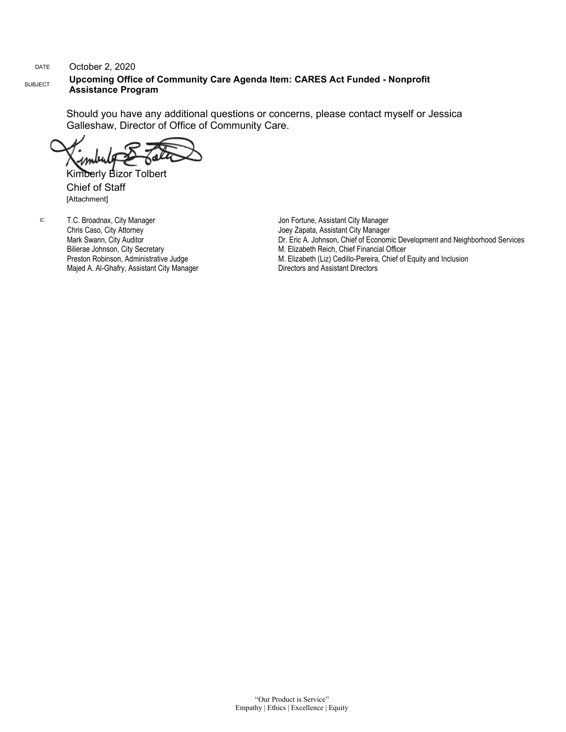DATE October 2, 2020

SUBJECT **Upcoming Office of Community Care Agenda Item: CARES Act Funded - Nonprofit Assistance Program**

Should you have any additional questions or concerns, please contact myself or Jessica Galleshaw, Director of Office of Community Care.

Kimberly Bizor Tolbert
Chief of Staff
[Attachment]

c:
T.C. Broadnax, City Manager
Chris Caso, City Attorney
Mark Swann, City Auditor
Bilierae Johnson, City Secretary
Preston Robinson, Administrative Judge
Majed A. Al-Ghafry, Assistant City Manager
Jon Fortune, Assistant City Manager
Joey Zapata, Assistant City Manager
Dr. Eric A. Johnson, Chief of Economic Development and Neighborhood Services
M. Elizabeth Reich, Chief Financial Officer
M. Elizabeth (Liz) Cedillo-Pereira, Chief of Equity and Inclusion
Directors and Assistant Directors

"Our Product is Service"
Empathy | Ethics | Excellence | Equity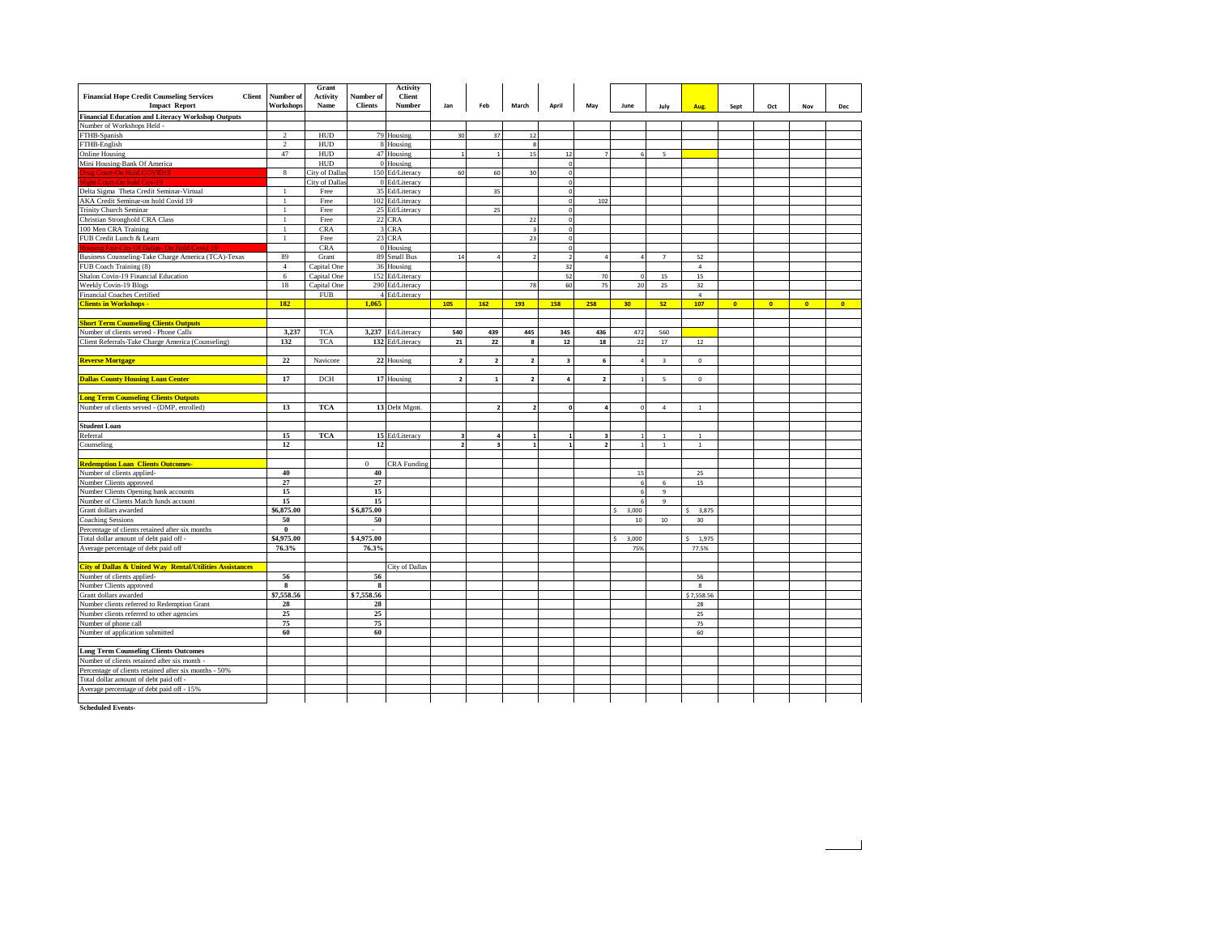| Financial Hope Credit Counseling Services Client Impact Report | Number of Workshops | Grant Activity Name | Number of Clients | Activity Client Number | Jan | Feb | March | April | May | June | July | Aug. | Sept | Oct | Nov | Dec |
|---|---|---|---|---|---|---|---|---|---|---|---|---|---|---|---|---|
| **Financial Education and Literacy Workshop Outputs** | | | | | | | | | | | | | | | | |
| Number of Workshops Held - | | | | | | | | | | | | | | | | |
| FTHB-Spanish | 2 | HUD | 79 | Housing | 30 | 37 | 12 | | | | | | | | | |
| FTHB-English | 2 | HUD | 8 | Housing | | | 8 | | | | | | | | | |
| Online Housing | 47 | HUD | 47 | Housing | 1 | 1 | 15 | 12 | 7 | 6 | 5 | | | | | |
| Mini Housing-Bank Of America | | HUD | 0 | Housing | | | | 0 | | | | | | | | |
| Drug Court-On Hold COVID19 | 8 | City of Dallas | 150 | Ed/Literacy | 60 | 60 | 30 | 0 | | | | | | | | |
| Night Court-On hold Cov-19 | | City of Dallas | 0 | Ed/Literacy | | | | 0 | | | | | | | | |
| Delta Sigma Theta Credit Seminar-Virtual | 1 | Free | 35 | Ed/Literacy | | 35 | | 0 | | | | | | | | |
| AKA Credit Seminar-on hold Covid 19 | 1 | Free | 102 | Ed/Literacy | | | | 0 | 102 | | | | | | | |
| Trinity Church Seminar | 1 | Free | 25 | Ed/Literacy | | 25 | | 0 | | | | | | | | |
| Christian Stronghold CRA Class | 1 | Free | 22 | CRA | | | 22 | 0 | | | | | | | | |
| 100 Men CRA Training | 1 | CRA | 3 | CRA | | | 3 | 0 | | | | | | | | |
| FUB Credit Lunch & Learn | 1 | Free | 23 | CRA | | | 23 | 0 | | | | | | | | |
| Housing Fair-City Of Dallas-On Hold Covid 19 | | CRA | 0 | Housing | | | | 0 | | | | | | | | |
| Business Counseling-Take Charge America (TCA)-Texas | 89 | Grant | 89 | Small Bus | 14 | 4 | 2 | 2 | 4 | 4 | 7 | 52 | | | | |
| FUB Coach Training (8) | 4 | Capital One | 36 | Housing | | | | 32 | | | | 4 | | | | |
| Shalon Covin-19 Financial Education | 6 | Capital One | 152 | Ed/Literacy | | | | 52 | 70 | 0 | 15 | 15 | | | | |
| Weekly Covin-19 Blogs | 18 | Capital One | 290 | Ed/Literacy | | | 78 | 60 | 75 | 20 | 25 | 32 | | | | |
| Financial Coaches Certified | | FUB | 4 | Ed/Literacy | | | | | | | | 4 | | | | |
| **Clients in Workshops -** | **182** | | **1,065** | | **105** | **162** | **193** | **158** | **258** | **30** | **52** | **107** | **0** | **0** | **0** | **0** |
| | | | | | | | | | | | | | | | | |
| **Short Term Counseling Clients Outputs** | | | | | | | | | | | | | | | | |
| Number of clients served - Phone Calls | **3,237** | TCA | **3,237** | Ed/Literacy | **540** | **439** | **445** | **345** | **436** | 472 | 560 | | | | | |
| Client Referrals-Take Charge America (Counseling) | **132** | TCA | **132** | Ed/Literacy | **21** | **22** | **8** | **12** | **18** | 22 | 17 | 12 | | | | |
| | | | | | | | | | | | | | | | | |
| **Reverse Mortgage** | **22** | Navicore | **22** | Housing | **2** | **2** | **2** | **3** | **6** | 4 | 3 | 0 | | | | |
| | | | | | | | | | | | | | | | | |
| **Dallas County Housing Loan Center** | **17** | DCH | **17** | Housing | **2** | **1** | **2** | **4** | **2** | 1 | 5 | 0 | | | | |
| | | | | | | | | | | | | | | | | |
| **Long Term Counseling Clients Outputs** | | | | | | | | | | | | | | | | |
| Number of clients served - (DMP, enrolled) | **13** | **TCA** | **13** | Debt Mgmt. | | **2** | **2** | **0** | **4** | 0 | 4 | 1 | | | | |
| | | | | | | | | | | | | | | | | |
| **Student Loan** | | | | | | | | | | | | | | | | |
| Referral | **15** | **TCA** | **15** | Ed/Literacy | **3** | **4** | **1** | **1** | **3** | 1 | 1 | 1 | | | | |
| Counseling | **12** | | **12** | | **2** | **3** | **1** | **1** | **2** | 1 | 1 | 1 | | | | |
| | | | | | | | | | | | | | | | | |
| **Redemption Loan Clients Outcomes-** | | | 0 | CRA Funding | | | | | | | | | | | | |
| Number of clients applied- | **40** | | **40** | | | | | | | 15 | | 25 | | | | |
| Number Clients approved | **27** | | **27** | | | | | | | 6 | 6 | 15 | | | | |
| Number Clients Opening bank accounts | **15** | | **15** | | | | | | | 6 | 9 | | | | | |
| Number of Clients Match funds account | **15** | | **15** | | | | | | | 6 | 9 | | | | | |
| Grant dollars awarded | **$6,875.00** | | **$6,875.00** | | | | | | | $ 3,000 | | $ 3,875 | | | | |
| Coaching Sessions | **50** | | **50** | | | | | | | 10 | 10 | 30 | | | | |
| Percentage of clients retained after six months | **0** | | - | | | | | | | | | | | | | |
| Total dollar amount of debt paid off - | **$4,975.00** | | **$4,975.00** | | | | | | | $ 3,000 | | $ 1,975 | | | | |
| Average percentage of debt paid off | **76.3%** | | **76.3%** | | | | | | | 75% | | 77.5% | | | | |
| | | | | | | | | | | | | | | | | |
| **City of Dallas & United Way Rental/Utilities Assistances** | | | | City of Dallas | | | | | | | | | | | | |
| Number of clients applied- | **56** | | **56** | | | | | | | | | 56 | | | | |
| Number Clients approved | **8** | | **8** | | | | | | | | | 8 | | | | |
| Grant dollars awarded | **$7,558.56** | | **$7,558.56** | | | | | | | | | $7,558.56 | | | | |
| Number clients referred to Redemption Grant | **28** | | **28** | | | | | | | | | 28 | | | | |
| Number clients referred to other agencies | **25** | | **25** | | | | | | | | | 25 | | | | |
| Number of phone call | **75** | | **75** | | | | | | | | | 75 | | | | |
| Number of application submitted | **60** | | **60** | | | | | | | | | 60 | | | | |
| | | | | | | | | | | | | | | | | |
| **Long Term Counseling Clients Outcomes** | | | | | | | | | | | | | | | | |
| Number of clients retained after six month - | | | | | | | | | | | | | | | | |
| Percentage of clients retained after six months - 50% | | | | | | | | | | | | | | | | |
| Total dollar amount of debt paid off - | | | | | | | | | | | | | | | | |
| Average percentage of debt paid off - 15% | | | | | | | | | | | | | | | | |

**Scheduled Events-**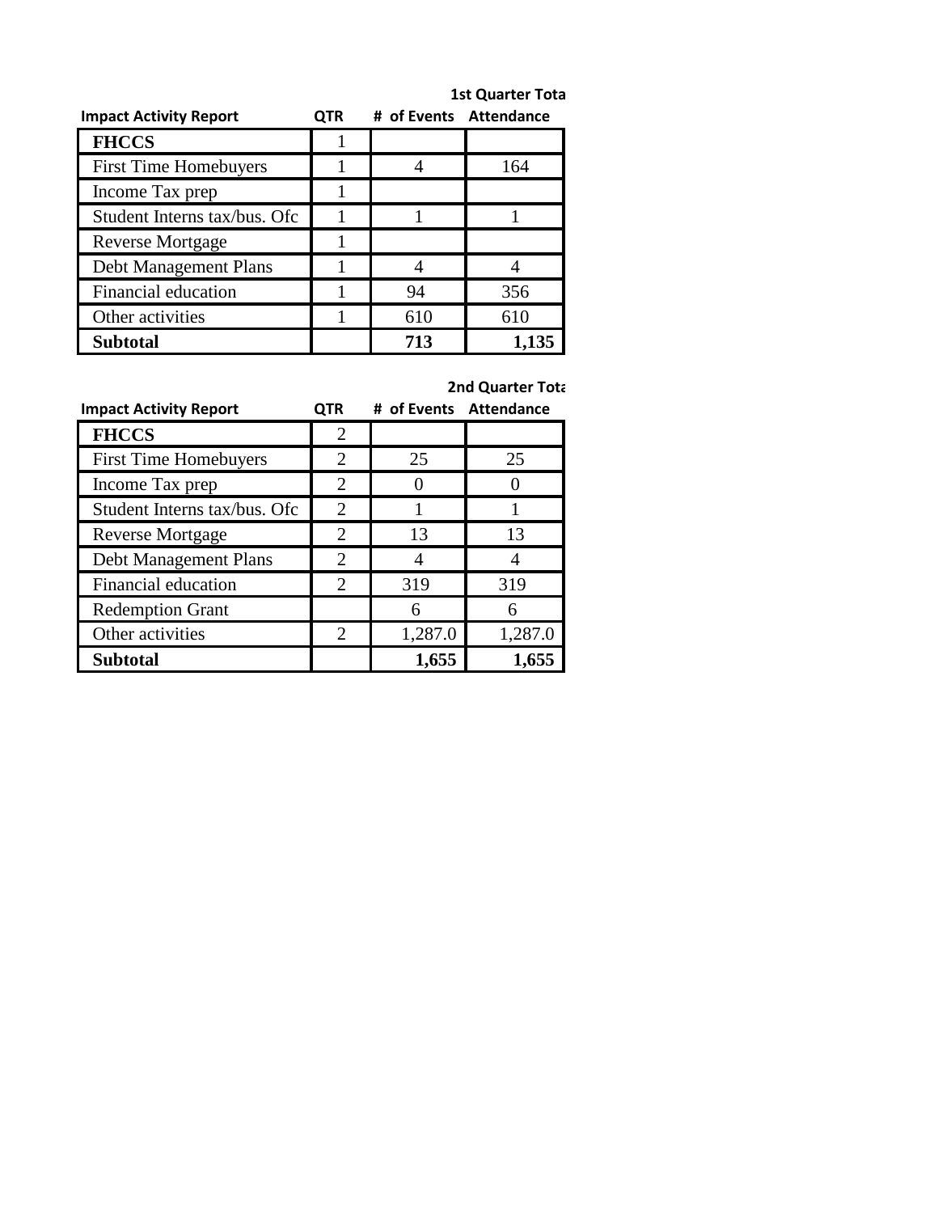| Impact Activity Report | QTR | # of Events | 1st Quarter Tota Attendance |
|---|---|---|---|
| **FHCCS** | 1 | | |
| First Time Homebuyers | 1 | 4 | 164 |
| Income Tax prep | 1 | | |
| Student Interns tax/bus. Ofc | 1 | 1 | 1 |
| Reverse Mortgage | 1 | | |
| Debt Management Plans | 1 | 4 | 4 |
| Financial education | 1 | 94 | 356 |
| Other activities | 1 | 610 | 610 |
| **Subtotal** | | **713** | **1,135** |

| Impact Activity Report | QTR | # of Events | 2nd Quarter Tota Attendance |
|---|---|---|---|
| **FHCCS** | 2 | | |
| First Time Homebuyers | 2 | 25 | 25 |
| Income Tax prep | 2 | 0 | 0 |
| Student Interns tax/bus. Ofc | 2 | 1 | 1 |
| Reverse Mortgage | 2 | 13 | 13 |
| Debt Management Plans | 2 | 4 | 4 |
| Financial education | 2 | 319 | 319 |
| Redemption Grant | | 6 | 6 |
| Other activities | 2 | 1,287.0 | 1,287.0 |
| **Subtotal** | | **1,655** | **1,655** |